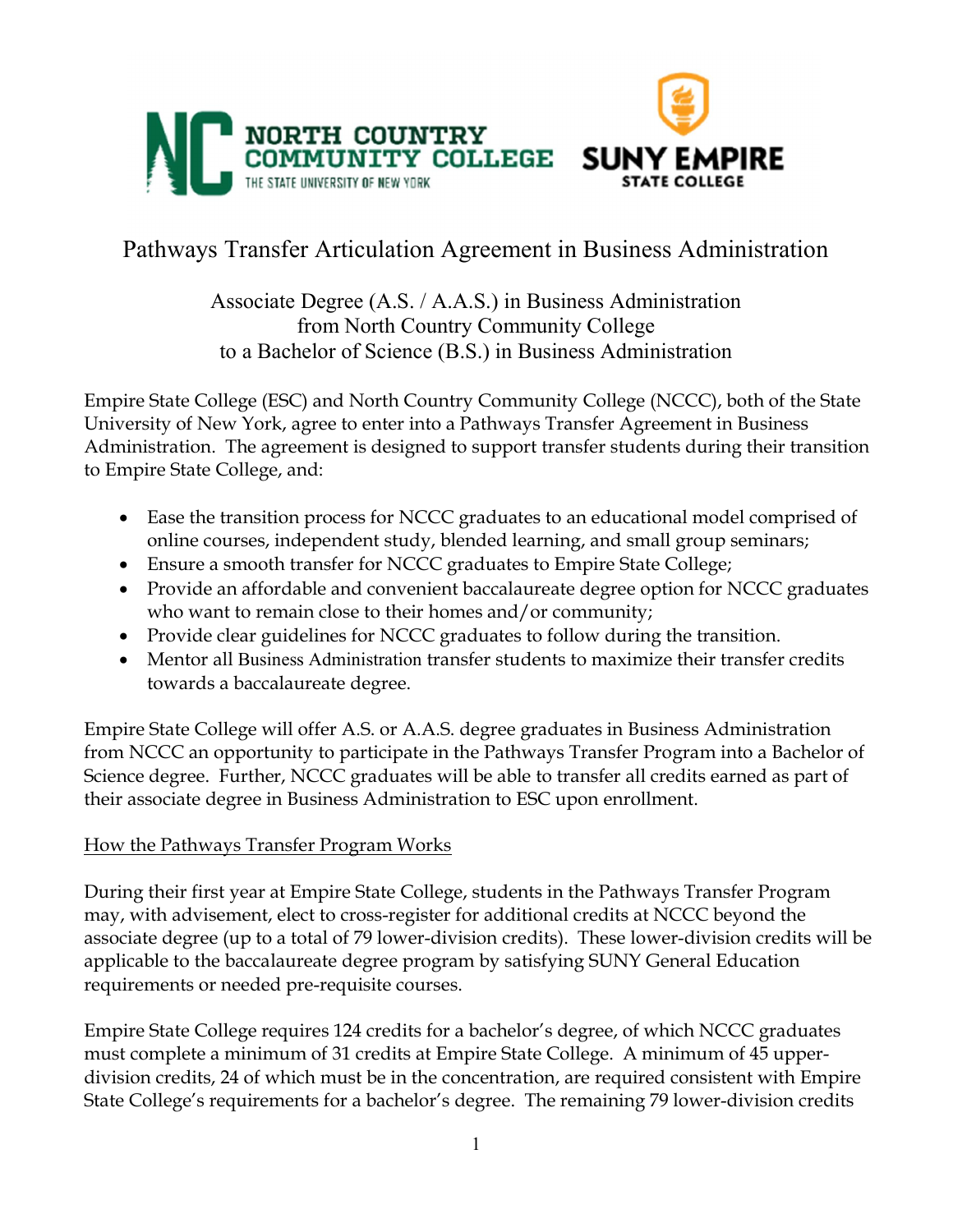# Pathways Transfer Articulation Agreement in Business Administration

Associate Degree (A.S. / A.A.S.) in Business Administration
from North Country Community College
to a Bachelor of Science (B.S.) in Business Administration

Empire State College (ESC) and North Country Community College (NCCC), both of the State University of New York, agree to enter into a Pathways Transfer Agreement in Business Administration. The agreement is designed to support transfer students during their transition to Empire State College, and:

- Ease the transition process for NCCC graduates to an educational model comprised of online courses, independent study, blended learning, and small group seminars;
- Ensure a smooth transfer for NCCC graduates to Empire State College;
- Provide an affordable and convenient baccalaureate degree option for NCCC graduates who want to remain close to their homes and/or community;
- Provide clear guidelines for NCCC graduates to follow during the transition.
- Mentor all Business Administration transfer students to maximize their transfer credits towards a baccalaureate degree.

Empire State College will offer A.S. or A.A.S. degree graduates in Business Administration from NCCC an opportunity to participate in the Pathways Transfer Program into a Bachelor of Science degree. Further, NCCC graduates will be able to transfer all credits earned as part of their associate degree in Business Administration to ESC upon enrollment.

## How the Pathways Transfer Program Works

During their first year at Empire State College, students in the Pathways Transfer Program may, with advisement, elect to cross-register for additional credits at NCCC beyond the associate degree (up to a total of 79 lower-division credits). These lower-division credits will be applicable to the baccalaureate degree program by satisfying SUNY General Education requirements or needed pre-requisite courses.

Empire State College requires 124 credits for a bachelor's degree, of which NCCC graduates must complete a minimum of 31 credits at Empire State College. A minimum of 45 upper-division credits, 24 of which must be in the concentration, are required consistent with Empire State College's requirements for a bachelor's degree. The remaining 79 lower-division credits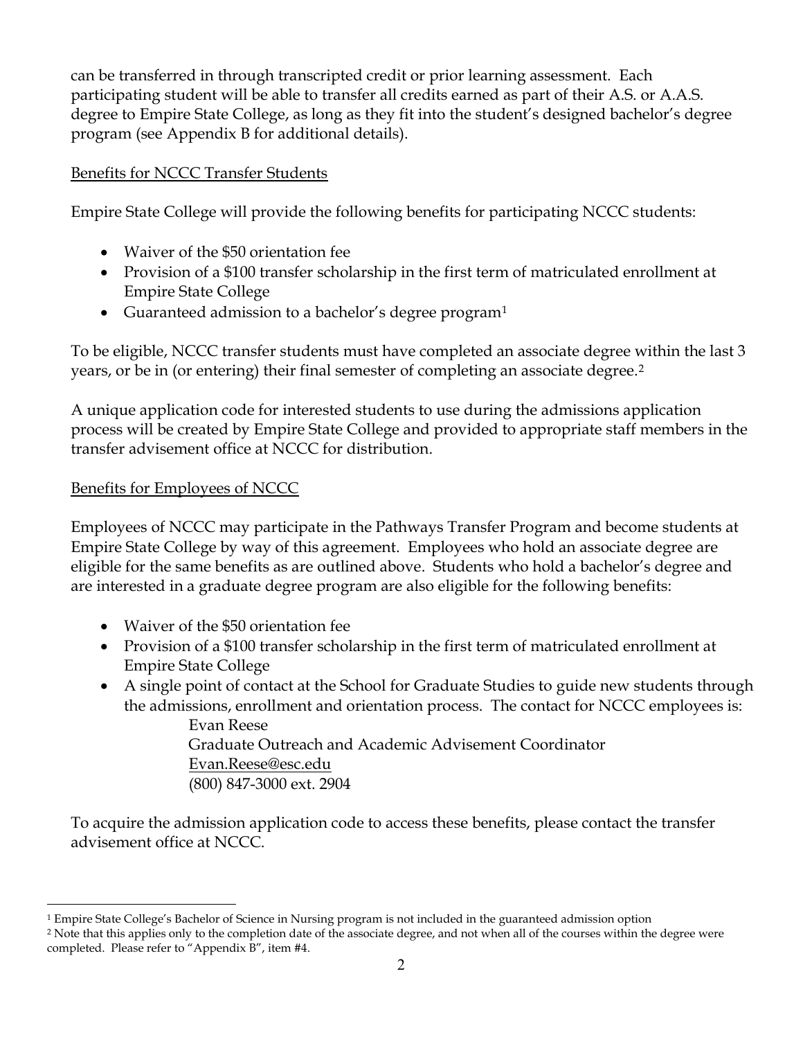can be transferred in through transcripted credit or prior learning assessment. Each participating student will be able to transfer all credits earned as part of their A.S. or A.A.S. degree to Empire State College, as long as they fit into the student's designed bachelor's degree program (see Appendix B for additional details).

<u>Benefits for NCCC Transfer Students</u>

Empire State College will provide the following benefits for participating NCCC students:

- Waiver of the $50 orientation fee
- Provision of a $100 transfer scholarship in the first term of matriculated enrollment at Empire State College
- Guaranteed admission to a bachelor's degree program[1]

To be eligible, NCCC transfer students must have completed an associate degree within the last 3 years, or be in (or entering) their final semester of completing an associate degree.[2]

A unique application code for interested students to use during the admissions application process will be created by Empire State College and provided to appropriate staff members in the transfer advisement office at NCCC for distribution.

<u>Benefits for Employees of NCCC</u>

Employees of NCCC may participate in the Pathways Transfer Program and become students at Empire State College by way of this agreement. Employees who hold an associate degree are eligible for the same benefits as are outlined above. Students who hold a bachelor's degree and are interested in a graduate degree program are also eligible for the following benefits:

- Waiver of the $50 orientation fee
- Provision of a $100 transfer scholarship in the first term of matriculated enrollment at Empire State College
- A single point of contact at the School for Graduate Studies to guide new students through the admissions, enrollment and orientation process. The contact for NCCC employees is:
  
  Evan Reese
  Graduate Outreach and Academic Advisement Coordinator
  Evan.Reese@esc.edu
  (800) 847-3000 ext. 2904

To acquire the admission application code to access these benefits, please contact the transfer advisement office at NCCC.

---

[1] Empire State College's Bachelor of Science in Nursing program is not included in the guaranteed admission option

[2] Note that this applies only to the completion date of the associate degree, and not when all of the courses within the degree were completed. Please refer to "Appendix B", item #4.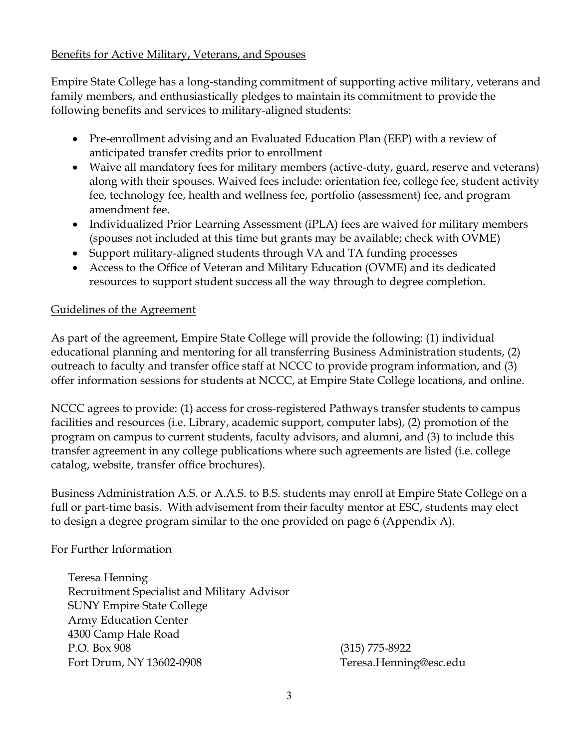## Benefits for Active Military, Veterans, and Spouses

Empire State College has a long-standing commitment of supporting active military, veterans and family members, and enthusiastically pledges to maintain its commitment to provide the following benefits and services to military-aligned students:

- Pre-enrollment advising and an Evaluated Education Plan (EEP) with a review of anticipated transfer credits prior to enrollment
- Waive all mandatory fees for military members (active-duty, guard, reserve and veterans) along with their spouses. Waived fees include: orientation fee, college fee, student activity fee, technology fee, health and wellness fee, portfolio (assessment) fee, and program amendment fee.
- Individualized Prior Learning Assessment (iPLA) fees are waived for military members (spouses not included at this time but grants may be available; check with OVME)
- Support military-aligned students through VA and TA funding processes
- Access to the Office of Veteran and Military Education (OVME) and its dedicated resources to support student success all the way through to degree completion.

## Guidelines of the Agreement

As part of the agreement, Empire State College will provide the following: (1) individual educational planning and mentoring for all transferring Business Administration students, (2) outreach to faculty and transfer office staff at NCCC to provide program information, and (3) offer information sessions for students at NCCC, at Empire State College locations, and online.

NCCC agrees to provide: (1) access for cross-registered Pathways transfer students to campus facilities and resources (i.e. Library, academic support, computer labs), (2) promotion of the program on campus to current students, faculty advisors, and alumni, and (3) to include this transfer agreement in any college publications where such agreements are listed (i.e. college catalog, website, transfer office brochures).

Business Administration A.S. or A.A.S. to B.S. students may enroll at Empire State College on a full or part-time basis. With advisement from their faculty mentor at ESC, students may elect to design a degree program similar to the one provided on page 6 (Appendix A).

## For Further Information

Teresa Henning
Recruitment Specialist and Military Advisor
SUNY Empire State College
Army Education Center
4300 Camp Hale Road
P.O. Box 908
Fort Drum, NY 13602-0908

(315) 775-8922
Teresa.Henning@esc.edu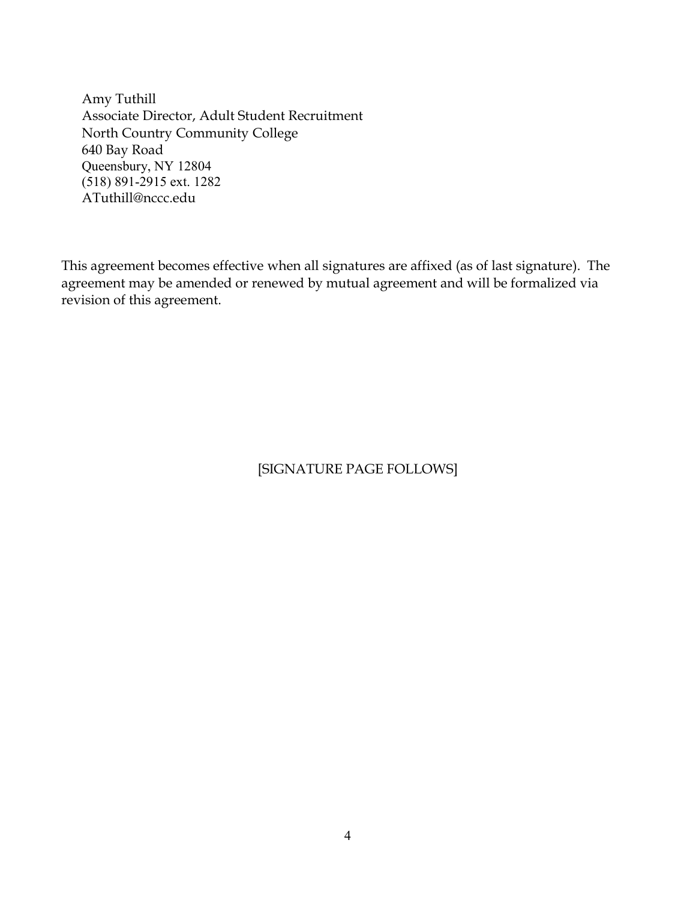Amy Tuthill  
Associate Director, Adult Student Recruitment  
North Country Community College  
640 Bay Road  
Queensbury, NY 12804  
(518) 891-2915 ext. 1282  
ATuthill@nccc.edu

This agreement becomes effective when all signatures are affixed (as of last signature). The agreement may be amended or renewed by mutual agreement and will be formalized via revision of this agreement.

[SIGNATURE PAGE FOLLOWS]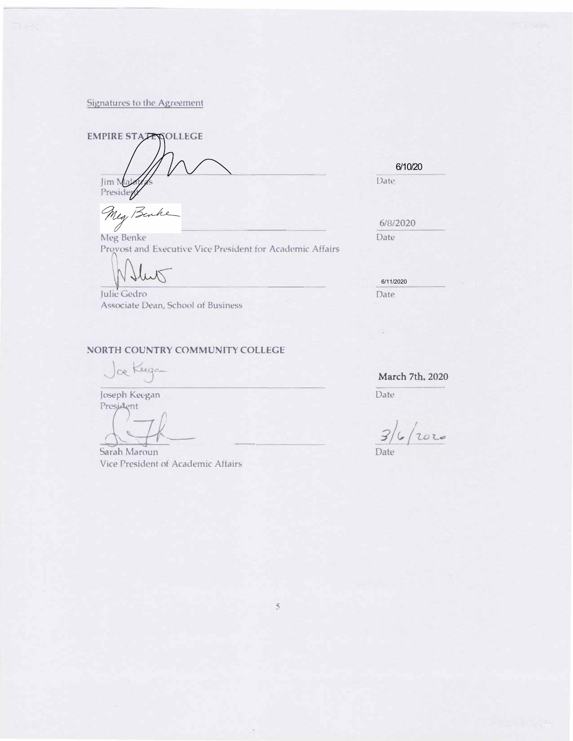Signatures to the Agreement

**EMPIRE STATE COLLEGE**

Jim Malatras
President

Date: 6/10/20

Meg Benke
Provost and Executive Vice President for Academic Affairs

Date: 6/8/2020

Julie Gedro
Associate Dean, School of Business

Date: 6/11/2020

**NORTH COUNTRY COMMUNITY COLLEGE**

Joseph Keegan
President

Date: March 7th, 2020

Sarah Maroun
Vice President of Academic Affairs

Date: 3/6/2020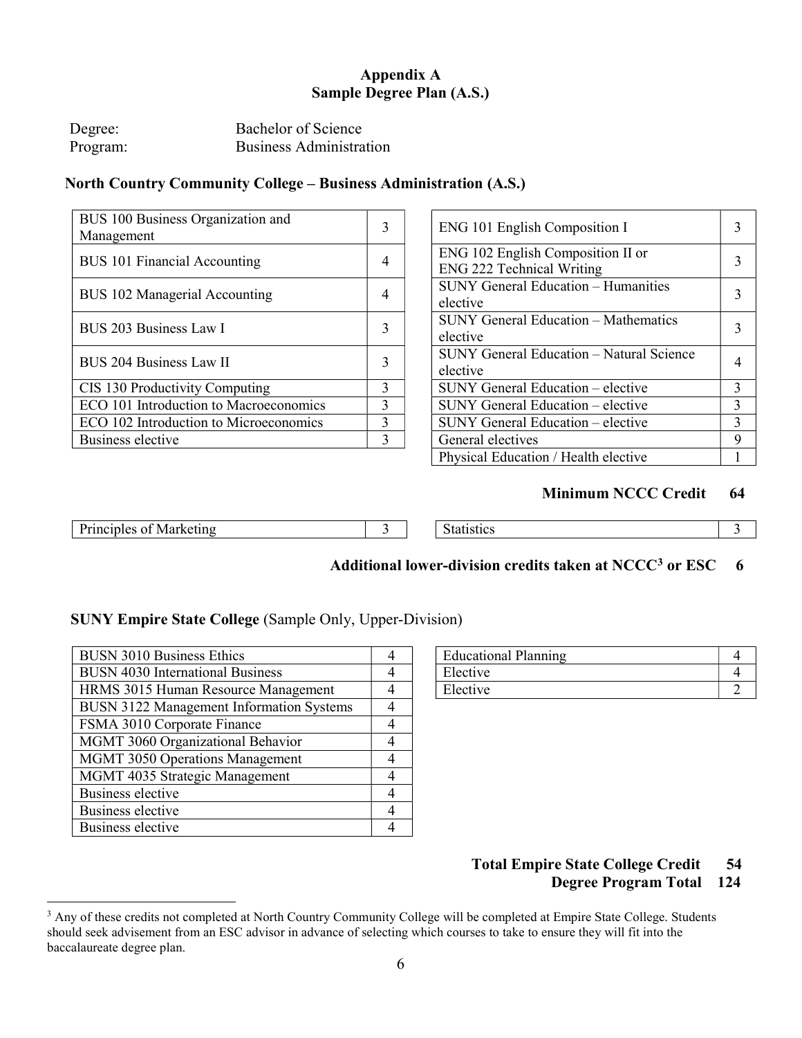# Appendix A
## Sample Degree Plan (A.S.)

Degree: Bachelor of Science
Program: Business Administration

### North Country Community College – Business Administration (A.S.)

| Course | Credits |
|---|---|
| BUS 100 Business Organization and Management | 3 |
| BUS 101 Financial Accounting | 4 |
| BUS 102 Managerial Accounting | 4 |
| BUS 203 Business Law I | 3 |
| BUS 204 Business Law II | 3 |
| CIS 130 Productivity Computing | 3 |
| ECO 101 Introduction to Macroeconomics | 3 |
| ECO 102 Introduction to Microeconomics | 3 |
| Business elective | 3 |

| Course | Credits |
|---|---|
| ENG 101 English Composition I | 3 |
| ENG 102 English Composition II or ENG 222 Technical Writing | 3 |
| SUNY General Education – Humanities elective | 3 |
| SUNY General Education – Mathematics elective | 3 |
| SUNY General Education – Natural Science elective | 4 |
| SUNY General Education – elective | 3 |
| SUNY General Education – elective | 3 |
| SUNY General Education – elective | 3 |
| General electives | 9 |
| Physical Education / Health elective | 1 |

**Minimum NCCC Credit 64**

| Course | Credits |
|---|---|
| Principles of Marketing | 3 |
| Statistics | 3 |

**Additional lower-division credits taken at NCCC[3] or ESC 6**

### SUNY Empire State College (Sample Only, Upper-Division)

| Course | Credits |
|---|---|
| BUSN 3010 Business Ethics | 4 |
| BUSN 4030 International Business | 4 |
| HRMS 3015 Human Resource Management | 4 |
| BUSN 3122 Management Information Systems | 4 |
| FSMA 3010 Corporate Finance | 4 |
| MGMT 3060 Organizational Behavior | 4 |
| MGMT 3050 Operations Management | 4 |
| MGMT 4035 Strategic Management | 4 |
| Business elective | 4 |
| Business elective | 4 |
| Business elective | 4 |

| Course | Credits |
|---|---|
| Educational Planning | 4 |
| Elective | 4 |
| Elective | 2 |

**Total Empire State College Credit 54**
**Degree Program Total 124**

[3] Any of these credits not completed at North Country Community College will be completed at Empire State College. Students should seek advisement from an ESC advisor in advance of selecting which courses to take to ensure they will fit into the baccalaureate degree plan.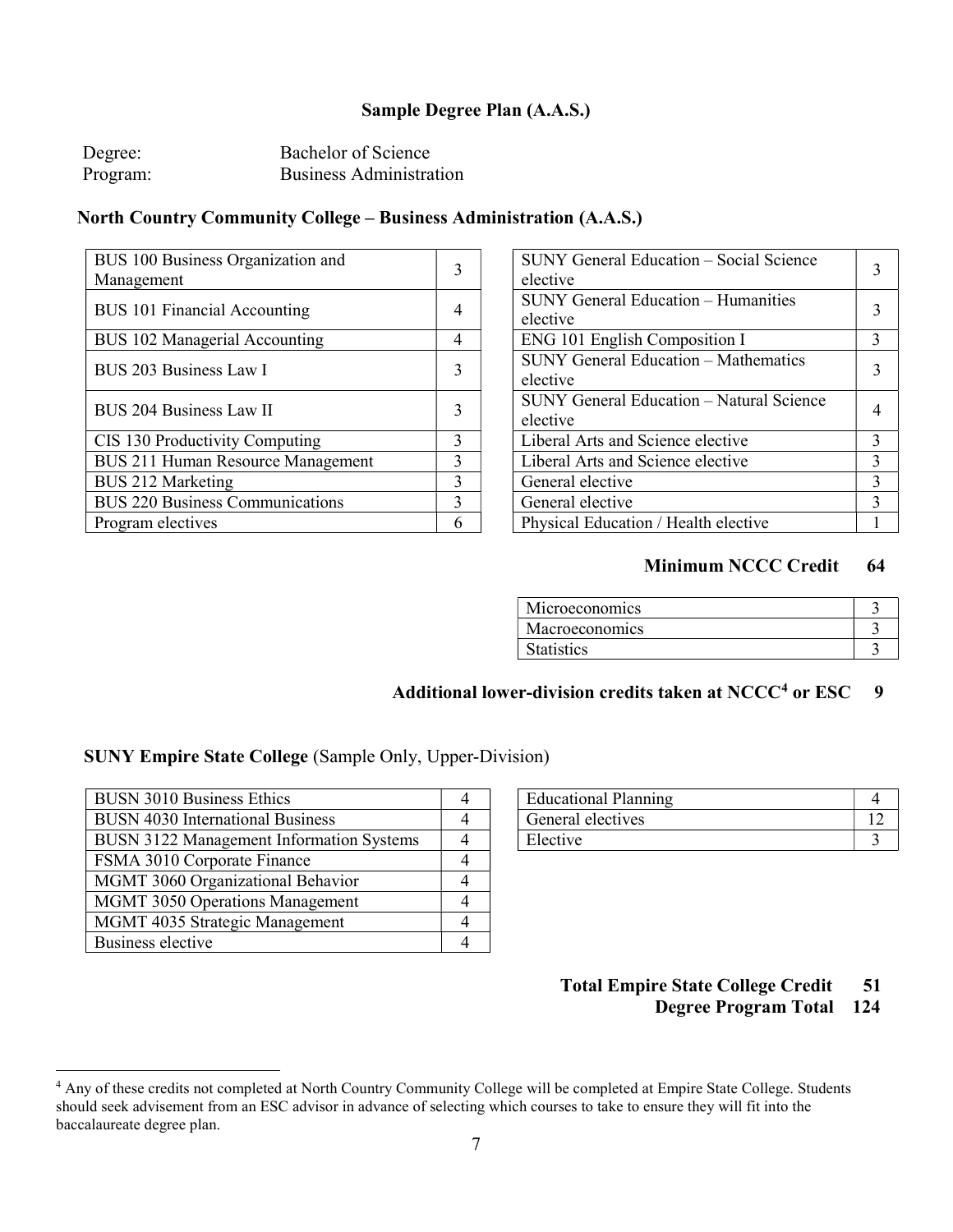## Sample Degree Plan (A.A.S.)

Degree: Bachelor of Science
Program: Business Administration

### North Country Community College – Business Administration (A.A.S.)

| Course | Credits |
|---|---|
| BUS 100 Business Organization and Management | 3 |
| BUS 101 Financial Accounting | 4 |
| BUS 102 Managerial Accounting | 4 |
| BUS 203 Business Law I | 3 |
| BUS 204 Business Law II | 3 |
| CIS 130 Productivity Computing | 3 |
| BUS 211 Human Resource Management | 3 |
| BUS 212 Marketing | 3 |
| BUS 220 Business Communications | 3 |
| Program electives | 6 |

| Course | Credits |
|---|---|
| SUNY General Education – Social Science elective | 3 |
| SUNY General Education – Humanities elective | 3 |
| ENG 101 English Composition I | 3 |
| SUNY General Education – Mathematics elective | 3 |
| SUNY General Education – Natural Science elective | 4 |
| Liberal Arts and Science elective | 3 |
| Liberal Arts and Science elective | 3 |
| General elective | 3 |
| General elective | 3 |
| Physical Education / Health elective | 1 |

**Minimum NCCC Credit 64**

| Course | Credits |
|---|---|
| Microeconomics | 3 |
| Macroeconomics | 3 |
| Statistics | 3 |

**Additional lower-division credits taken at NCCC[4] or ESC 9**

### SUNY Empire State College (Sample Only, Upper-Division)

| Course | Credits |
|---|---|
| BUSN 3010 Business Ethics | 4 |
| BUSN 4030 International Business | 4 |
| BUSN 3122 Management Information Systems | 4 |
| FSMA 3010 Corporate Finance | 4 |
| MGMT 3060 Organizational Behavior | 4 |
| MGMT 3050 Operations Management | 4 |
| MGMT 4035 Strategic Management | 4 |
| Business elective | 4 |

| Course | Credits |
|---|---|
| Educational Planning | 4 |
| General electives | 12 |
| Elective | 3 |

**Total Empire State College Credit 51**

**Degree Program Total 124**

[4] Any of these credits not completed at North Country Community College will be completed at Empire State College. Students should seek advisement from an ESC advisor in advance of selecting which courses to take to ensure they will fit into the baccalaureate degree plan.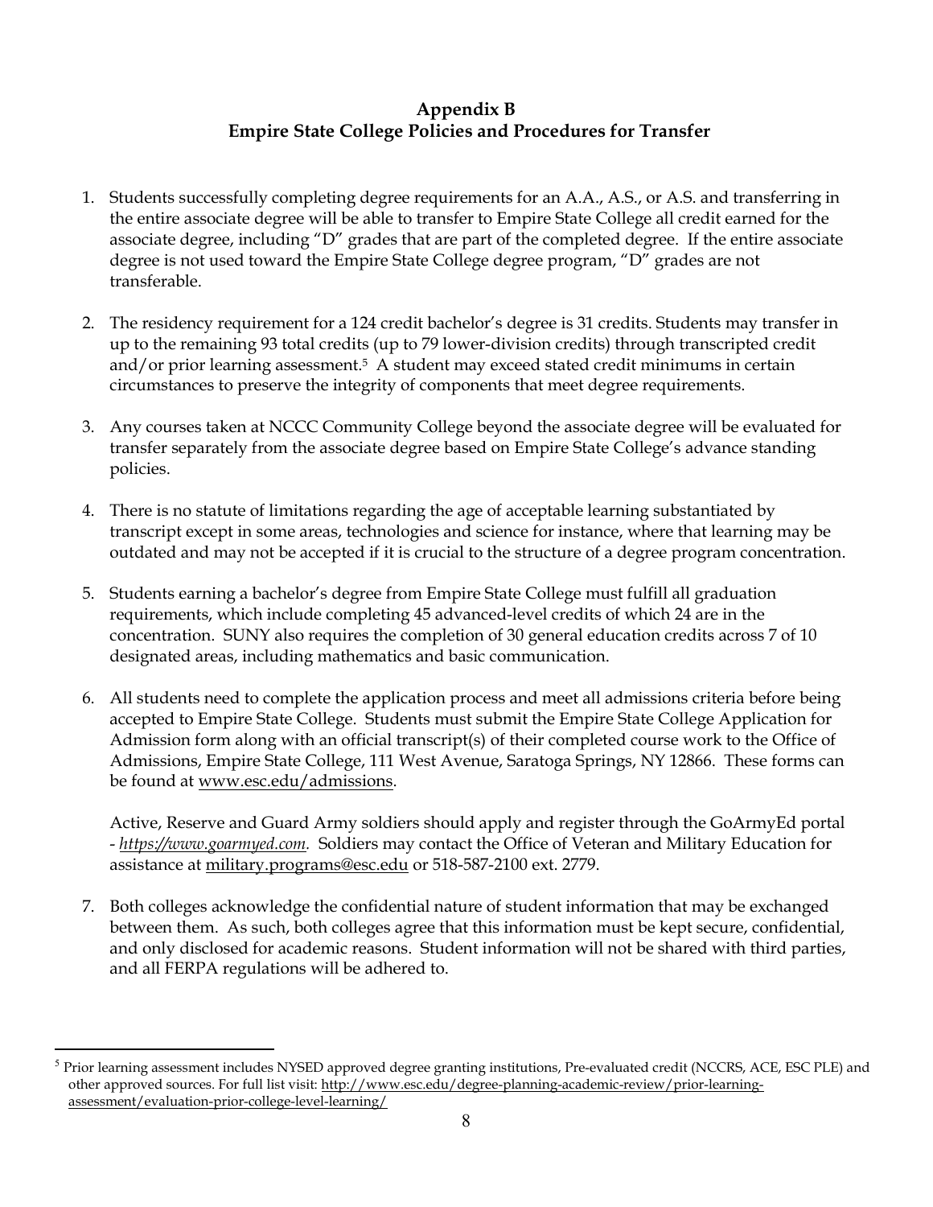## Appendix B
## Empire State College Policies and Procedures for Transfer

1. Students successfully completing degree requirements for an A.A., A.S., or A.S. and transferring in the entire associate degree will be able to transfer to Empire State College all credit earned for the associate degree, including "D" grades that are part of the completed degree. If the entire associate degree is not used toward the Empire State College degree program, "D" grades are not transferable.

2. The residency requirement for a 124 credit bachelor's degree is 31 credits. Students may transfer in up to the remaining 93 total credits (up to 79 lower-division credits) through transcripted credit and/or prior learning assessment.[5] A student may exceed stated credit minimums in certain circumstances to preserve the integrity of components that meet degree requirements.

3. Any courses taken at NCCC Community College beyond the associate degree will be evaluated for transfer separately from the associate degree based on Empire State College's advance standing policies.

4. There is no statute of limitations regarding the age of acceptable learning substantiated by transcript except in some areas, technologies and science for instance, where that learning may be outdated and may not be accepted if it is crucial to the structure of a degree program concentration.

5. Students earning a bachelor's degree from Empire State College must fulfill all graduation requirements, which include completing 45 advanced-level credits of which 24 are in the concentration. SUNY also requires the completion of 30 general education credits across 7 of 10 designated areas, including mathematics and basic communication.

6. All students need to complete the application process and meet all admissions criteria before being accepted to Empire State College. Students must submit the Empire State College Application for Admission form along with an official transcript(s) of their completed course work to the Office of Admissions, Empire State College, 111 West Avenue, Saratoga Springs, NY 12866. These forms can be found at www.esc.edu/admissions.

   Active, Reserve and Guard Army soldiers should apply and register through the GoArmyEd portal - *https://www.goarmyed.com*. Soldiers may contact the Office of Veteran and Military Education for assistance at military.programs@esc.edu or 518-587-2100 ext. 2779.

7. Both colleges acknowledge the confidential nature of student information that may be exchanged between them. As such, both colleges agree that this information must be kept secure, confidential, and only disclosed for academic reasons. Student information will not be shared with third parties, and all FERPA regulations will be adhered to.

---

[5] Prior learning assessment includes NYSED approved degree granting institutions, Pre-evaluated credit (NCCRS, ACE, ESC PLE) and other approved sources. For full list visit: http://www.esc.edu/degree-planning-academic-review/prior-learning-assessment/evaluation-prior-college-level-learning/